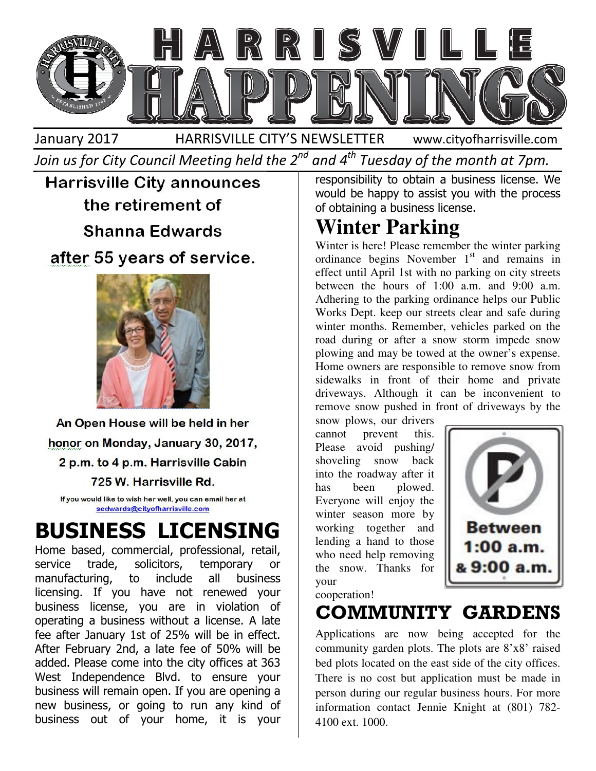# HARRISVILLE HAPPENINGS

January 2017 HARRISVILLE CITY'S NEWSLETTER www.cityofharrisville.com

*Join us for City Council Meeting held the 2nd and 4th Tuesday of the month at 7pm.*

## Harrisville City announces the retirement of Shanna Edwards after 55 years of service.

**An Open House will be held in her honor on Monday, January 30, 2017, 2 p.m. to 4 p.m. Harrisville Cabin 725 W. Harrisville Rd.**

If you would like to wish her well, you can email her at sedwards@cityofharrisville.com

# BUSINESS LICENSING

Home based, commercial, professional, retail, service trade, solicitors, temporary or manufacturing, to include all business licensing. If you have not renewed your business license, you are in violation of operating a business without a license. A late fee after January 1st of 25% will be in effect. After February 2nd, a late fee of 50% will be added. Please come into the city offices at 363 West Independence Blvd. to ensure your business will remain open. If you are opening a new business, or going to run any kind of business out of your home, it is your responsibility to obtain a business license. We would be happy to assist you with the process of obtaining a business license.

# Winter Parking

Winter is here! Please remember the winter parking ordinance begins November 1st and remains in effect until April 1st with no parking on city streets between the hours of 1:00 a.m. and 9:00 a.m. Adhering to the parking ordinance helps our Public Works Dept. keep our streets clear and safe during winter months. Remember, vehicles parked on the road during or after a snow storm impede snow plowing and may be towed at the owner's expense. Home owners are responsible to remove snow from sidewalks in front of their home and private driveways. Although it can be inconvenient to remove snow pushed in front of driveways by the snow plows, our drivers cannot prevent this. Please avoid pushing/ shoveling snow back into the roadway after it has been plowed. Everyone will enjoy the winter season more by working together and lending a hand to those who need help removing the snow. Thanks for your cooperation!

# COMMUNITY GARDENS

Applications are now being accepted for the community garden plots. The plots are 8'x8' raised bed plots located on the east side of the city offices. There is no cost but application must be made in person during our regular business hours. For more information contact Jennie Knight at (801) 782-4100 ext. 1000.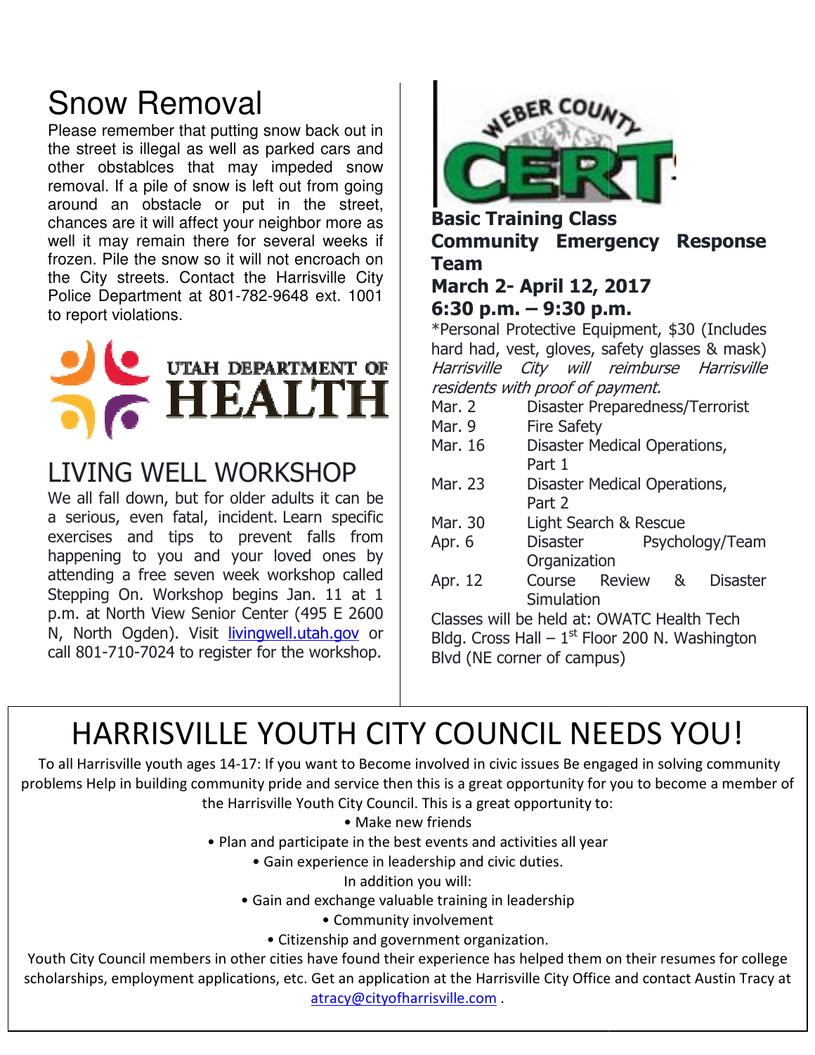# Snow Removal

Please remember that putting snow back out in the street is illegal as well as parked cars and other obstablces that may impeded snow removal. If a pile of snow is left out from going around an obstacle or put in the street, chances are it will affect your neighbor more as well it may remain there for several weeks if frozen. Pile the snow so it will not encroach on the City streets. Contact the Harrisville City Police Department at 801-782-9648 ext. 1001 to report violations.

UTAH DEPARTMENT OF HEALTH

# LIVING WELL WORKSHOP

We all fall down, but for older adults it can be a serious, even fatal, incident. Learn specific exercises and tips to prevent falls from happening to you and your loved ones by attending a free seven week workshop called Stepping On. Workshop begins Jan. 11 at 1 p.m. at North View Senior Center (495 E 2600 N, North Ogden). Visit livingwell.utah.gov or call 801-710-7024 to register for the workshop.

WEBER COUNTY CERT

**Basic Training Class**
**Community Emergency Response Team**
**March 2- April 12, 2017**
**6:30 p.m. – 9:30 p.m.**

*Personal Protective Equipment, $30 (Includes hard had, vest, gloves, safety glasses & mask) *Harrisville City will reimburse Harrisville residents with proof of payment.*

| | |
|---|---|
| Mar. 2 | Disaster Preparedness/Terrorist |
| Mar. 9 | Fire Safety |
| Mar. 16 | Disaster Medical Operations, Part 1 |
| Mar. 23 | Disaster Medical Operations, Part 2 |
| Mar. 30 | Light Search & Rescue |
| Apr. 6 | Disaster Psychology/Team Organization |
| Apr. 12 | Course Review & Disaster Simulation |

Classes will be held at: OWATC Health Tech Bldg. Cross Hall – 1st Floor 200 N. Washington Blvd (NE corner of campus)

# HARRISVILLE YOUTH CITY COUNCIL NEEDS YOU!

To all Harrisville youth ages 14-17: If you want to Become involved in civic issues Be engaged in solving community problems Help in building community pride and service then this is a great opportunity for you to become a member of the Harrisville Youth City Council. This is a great opportunity to:

- Make new friends
- Plan and participate in the best events and activities all year
- Gain experience in leadership and civic duties.

In addition you will:

- Gain and exchange valuable training in leadership
- Community involvement
- Citizenship and government organization.

Youth City Council members in other cities have found their experience has helped them on their resumes for college scholarships, employment applications, etc. Get an application at the Harrisville City Office and contact Austin Tracy at atracy@cityofharrisville.com .